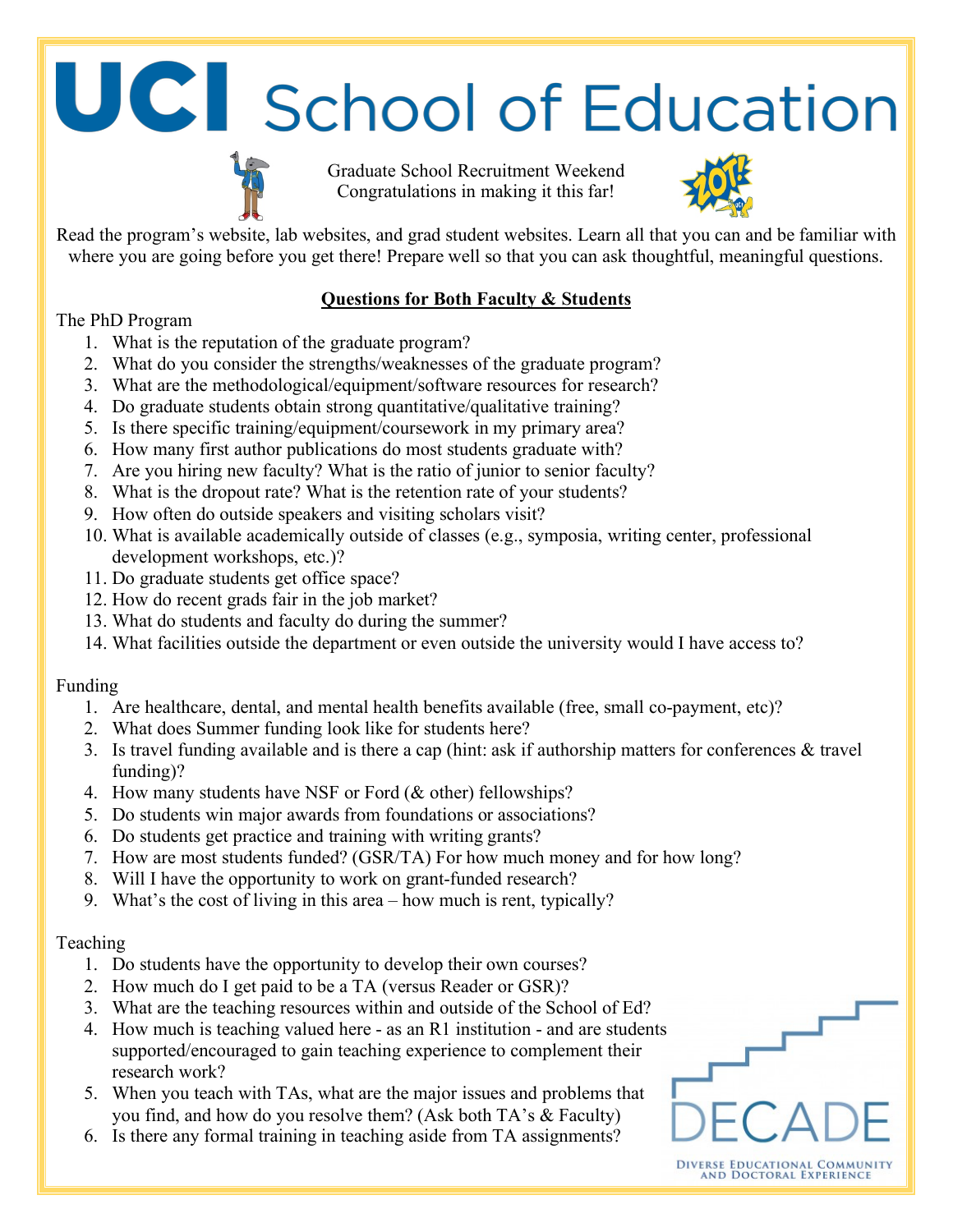# UCI School of Education

Graduate School Recruitment Weekend
Congratulations in making it this far!

Read the program's website, lab websites, and grad student websites. Learn all that you can and be familiar with where you are going before you get there! Prepare well so that you can ask thoughtful, meaningful questions.

## Questions for Both Faculty & Students

### The PhD Program

1. What is the reputation of the graduate program?
2. What do you consider the strengths/weaknesses of the graduate program?
3. What are the methodological/equipment/software resources for research?
4. Do graduate students obtain strong quantitative/qualitative training?
5. Is there specific training/equipment/coursework in my primary area?
6. How many first author publications do most students graduate with?
7. Are you hiring new faculty? What is the ratio of junior to senior faculty?
8. What is the dropout rate? What is the retention rate of your students?
9. How often do outside speakers and visiting scholars visit?
10. What is available academically outside of classes (e.g., symposia, writing center, professional development workshops, etc.)?
11. Do graduate students get office space?
12. How do recent grads fair in the job market?
13. What do students and faculty do during the summer?
14. What facilities outside the department or even outside the university would I have access to?

### Funding

1. Are healthcare, dental, and mental health benefits available (free, small co-payment, etc)?
2. What does Summer funding look like for students here?
3. Is travel funding available and is there a cap (hint: ask if authorship matters for conferences & travel funding)?
4. How many students have NSF or Ford (& other) fellowships?
5. Do students win major awards from foundations or associations?
6. Do students get practice and training with writing grants?
7. How are most students funded? (GSR/TA) For how much money and for how long?
8. Will I have the opportunity to work on grant-funded research?
9. What's the cost of living in this area – how much is rent, typically?

### Teaching

1. Do students have the opportunity to develop their own courses?
2. How much do I get paid to be a TA (versus Reader or GSR)?
3. What are the teaching resources within and outside of the School of Ed?
4. How much is teaching valued here - as an R1 institution - and are students supported/encouraged to gain teaching experience to complement their research work?
5. When you teach with TAs, what are the major issues and problems that you find, and how do you resolve them? (Ask both TA's & Faculty)
6. Is there any formal training in teaching aside from TA assignments?

DECADE
Diverse Educational Community and Doctoral Experience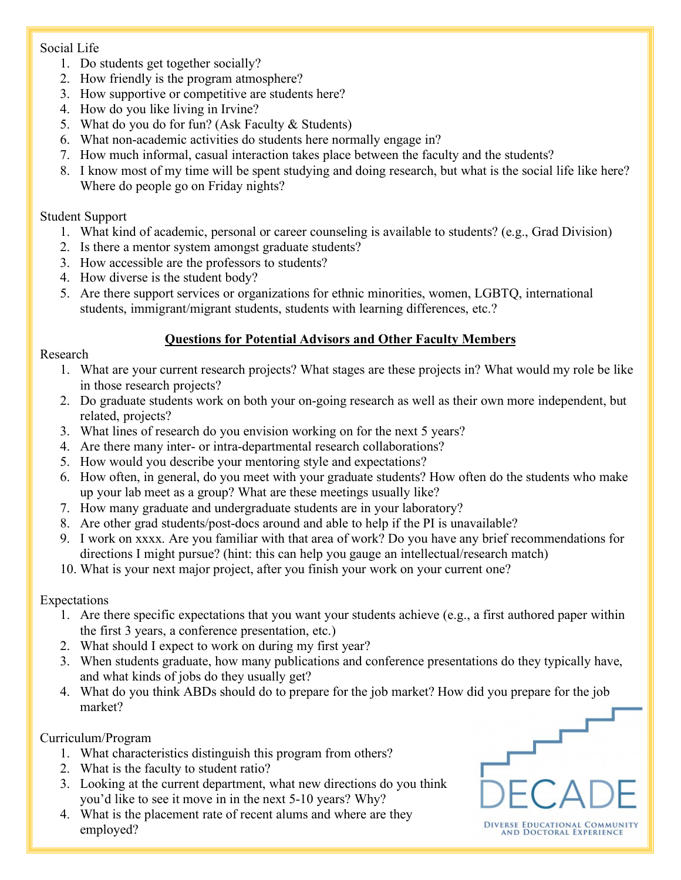Social Life

1. Do students get together socially?
2. How friendly is the program atmosphere?
3. How supportive or competitive are students here?
4. How do you like living in Irvine?
5. What do you do for fun? (Ask Faculty & Students)
6. What non-academic activities do students here normally engage in?
7. How much informal, casual interaction takes place between the faculty and the students?
8. I know most of my time will be spent studying and doing research, but what is the social life like here? Where do people go on Friday nights?

Student Support

1. What kind of academic, personal or career counseling is available to students? (e.g., Grad Division)
2. Is there a mentor system amongst graduate students?
3. How accessible are the professors to students?
4. How diverse is the student body?
5. Are there support services or organizations for ethnic minorities, women, LGBTQ, international students, immigrant/migrant students, students with learning differences, etc.?

## Questions for Potential Advisors and Other Faculty Members

Research

1. What are your current research projects? What stages are these projects in? What would my role be like in those research projects?
2. Do graduate students work on both your on-going research as well as their own more independent, but related, projects?
3. What lines of research do you envision working on for the next 5 years?
4. Are there many inter- or intra-departmental research collaborations?
5. How would you describe your mentoring style and expectations?
6. How often, in general, do you meet with your graduate students? How often do the students who make up your lab meet as a group? What are these meetings usually like?
7. How many graduate and undergraduate students are in your laboratory?
8. Are other grad students/post-docs around and able to help if the PI is unavailable?
9. I work on xxxx. Are you familiar with that area of work? Do you have any brief recommendations for directions I might pursue? (hint: this can help you gauge an intellectual/research match)
10. What is your next major project, after you finish your work on your current one?

Expectations

1. Are there specific expectations that you want your students achieve (e.g., a first authored paper within the first 3 years, a conference presentation, etc.)
2. What should I expect to work on during my first year?
3. When students graduate, how many publications and conference presentations do they typically have, and what kinds of jobs do they usually get?
4. What do you think ABDs should do to prepare for the job market? How did you prepare for the job market?

Curriculum/Program

1. What characteristics distinguish this program from others?
2. What is the faculty to student ratio?
3. Looking at the current department, what new directions do you think you'd like to see it move in in the next 5-10 years? Why?
4. What is the placement rate of recent alums and where are they employed?

DECADE
DIVERSE EDUCATIONAL COMMUNITY AND DOCTORAL EXPERIENCE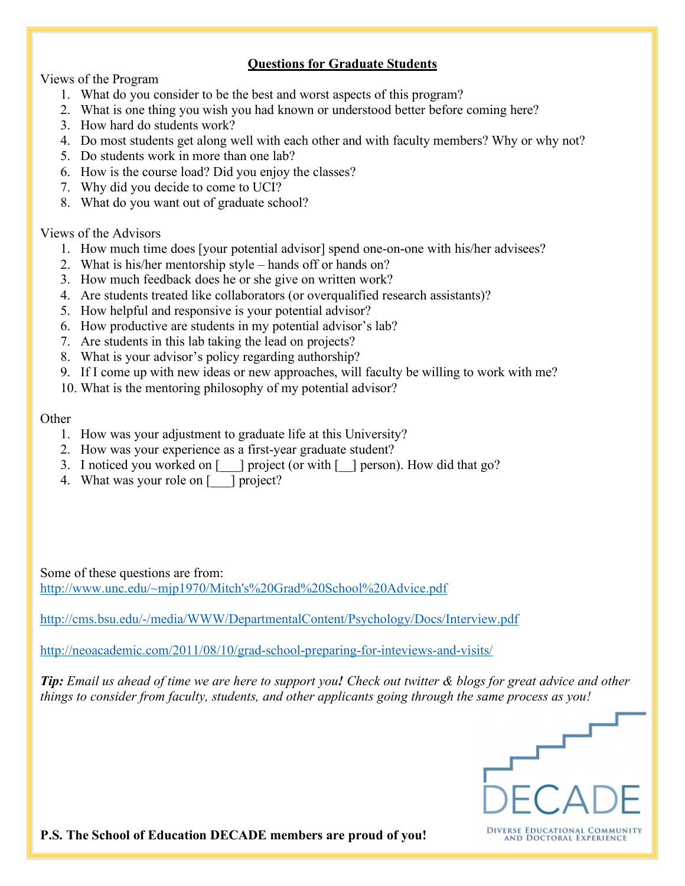## Questions for Graduate Students

Views of the Program

1. What do you consider to be the best and worst aspects of this program?
2. What is one thing you wish you had known or understood better before coming here?
3. How hard do students work?
4. Do most students get along well with each other and with faculty members? Why or why not?
5. Do students work in more than one lab?
6. How is the course load? Did you enjoy the classes?
7. Why did you decide to come to UCI?
8. What do you want out of graduate school?

Views of the Advisors

1. How much time does [your potential advisor] spend one-on-one with his/her advisees?
2. What is his/her mentorship style – hands off or hands on?
3. How much feedback does he or she give on written work?
4. Are students treated like collaborators (or overqualified research assistants)?
5. How helpful and responsive is your potential advisor?
6. How productive are students in my potential advisor's lab?
7. Are students in this lab taking the lead on projects?
8. What is your advisor's policy regarding authorship?
9. If I come up with new ideas or new approaches, will faculty be willing to work with me?
10. What is the mentoring philosophy of my potential advisor?

Other

1. How was your adjustment to graduate life at this University?
2. How was your experience as a first-year graduate student?
3. I noticed you worked on [___] project (or with [__] person). How did that go?
4. What was your role on [___] project?

Some of these questions are from:
http://www.unc.edu/~mjp1970/Mitch's%20Grad%20School%20Advice.pdf

http://cms.bsu.edu/-/media/WWW/DepartmentalContent/Psychology/Docs/Interview.pdf

http://neoacademic.com/2011/08/10/grad-school-preparing-for-inteviews-and-visits/

***Tip:*** *Email us ahead of time we are here to support you**!** Check out twitter & blogs for great advice and other things to consider from faculty, students, and other applicants going through the same process as you!*

DECADE
DIVERSE EDUCATIONAL COMMUNITY AND DOCTORAL EXPERIENCE

**P.S. The School of Education DECADE members are proud of you!**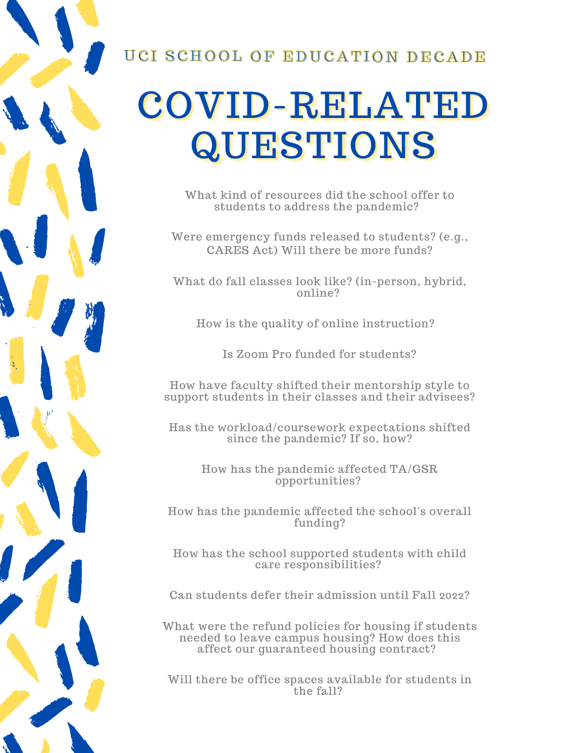UCI SCHOOL OF EDUCATION DECADE

# COVID-RELATED QUESTIONS

What kind of resources did the school offer to students to address the pandemic?

Were emergency funds released to students? (e.g., CARES Act) Will there be more funds?

What do fall classes look like? (in-person, hybrid, online?

How is the quality of online instruction?

Is Zoom Pro funded for students?

How have faculty shifted their mentorship style to support students in their classes and their advisees?

Has the workload/coursework expectations shifted since the pandemic? If so, how?

How has the pandemic affected TA/GSR opportunities?

How has the pandemic affected the school's overall funding?

How has the school supported students with child care responsibilities?

Can students defer their admission until Fall 2022?

What were the refund policies for housing if students needed to leave campus housing? How does this affect our guaranteed housing contract?

Will there be office spaces available for students in the fall?